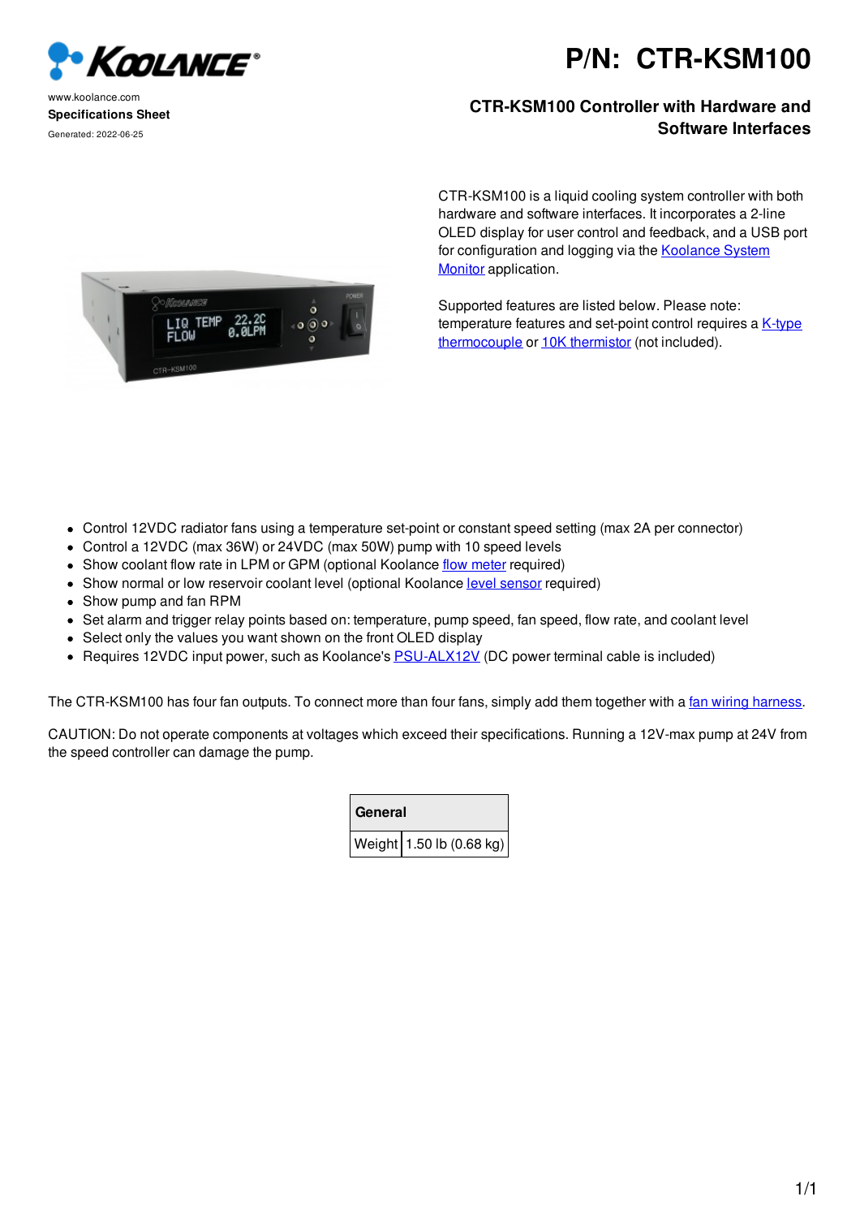www.koolance.com

**Specifications Sheet**

Generated: 2022-06-25

# P/N: CTR-KSM100

## CTR-KSM100 Controller with Hardware and Software Interfaces

CTR-KSM100 is a liquid cooling system controller with both hardware and software interfaces. It incorporates a 2-line OLED display for user control and feedback, and a USB port for configuration and logging via the Koolance System Monitor application.

Supported features are listed below. Please note: temperature features and set-point control requires a K-type thermocouple or 10K thermistor (not included).

- Control 12VDC radiator fans using a temperature set-point or constant speed setting (max 2A per connector)
- Control a 12VDC (max 36W) or 24VDC (max 50W) pump with 10 speed levels
- Show coolant flow rate in LPM or GPM (optional Koolance flow meter required)
- Show normal or low reservoir coolant level (optional Koolance level sensor required)
- Show pump and fan RPM
- Set alarm and trigger relay points based on: temperature, pump speed, fan speed, flow rate, and coolant level
- Select only the values you want shown on the front OLED display
- Requires 12VDC input power, such as Koolance's PSU-ALX12V (DC power terminal cable is included)

The CTR-KSM100 has four fan outputs. To connect more than four fans, simply add them together with a fan wiring harness.

CAUTION: Do not operate components at voltages which exceed their specifications. Running a 12V-max pump at 24V from the speed controller can damage the pump.

| **General** | |
|---|---|
| Weight | 1.50 lb (0.68 kg) |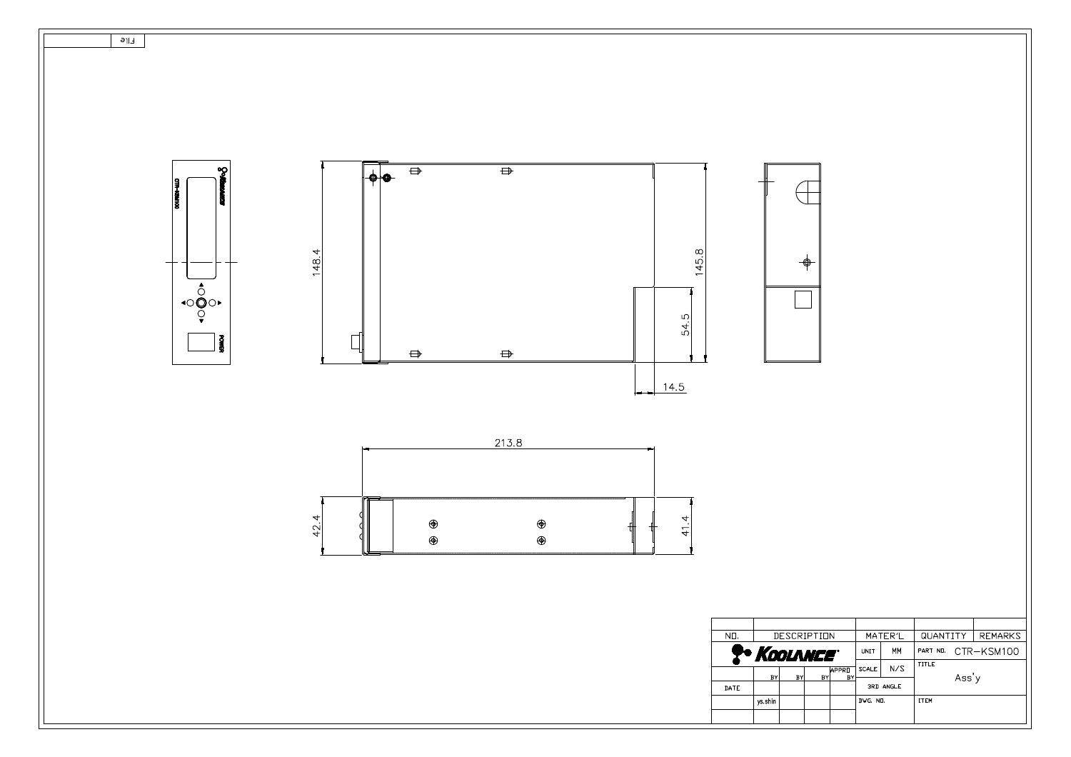File

CTR-KSM100

POWER

148.4

145.8

54.5

14.5

213.8

42.4

41.4

| NO. | DESCRIPTION | | | | MATER'L | | QUANTITY | REMARKS |
|---|---|---|---|---|---|---|---|---|
| KOOLANCE | | | | | UNIT | MM | PART NO. CTR-KSM100 | |
| | BY | BY | BY | APPRO BY | SCALE | N/S | TITLE Ass'y | |
| DATE | | | | | 3RD ANGLE | | | |
| | ys.shin | | | | DWG. NO. | | ITEM | |